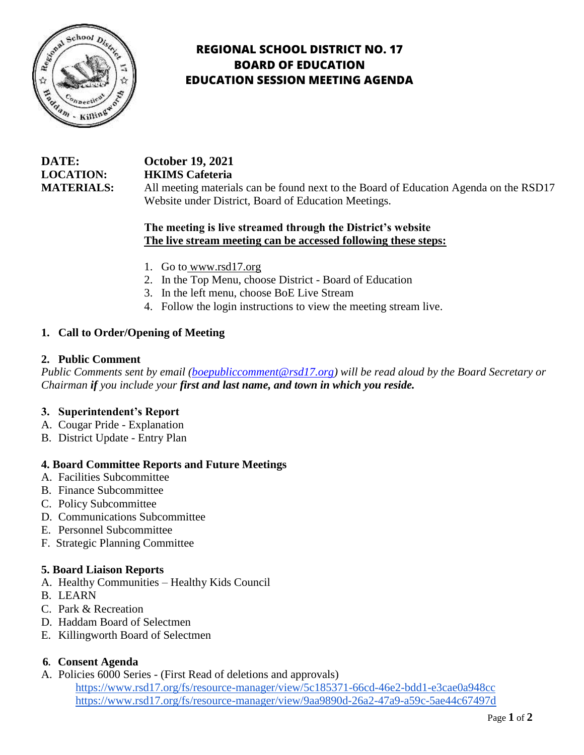# REGIONAL SCHOOL DISTRICT NO. 17
# BOARD OF EDUCATION
# EDUCATION SESSION MEETING AGENDA

**DATE:** **October 19, 2021**
**LOCATION:** **HKIMS Cafeteria**
**MATERIALS:** All meeting materials can be found next to the Board of Education Agenda on the RSD17 Website under District, Board of Education Meetings.

**The meeting is live streamed through the District's website**
**The live stream meeting can be accessed following these steps:**

1. Go to www.rsd17.org
2. In the Top Menu, choose District - Board of Education
3. In the left menu, choose BoE Live Stream
4. Follow the login instructions to view the meeting stream live.

**1. Call to Order/Opening of Meeting**

**2. Public Comment**
*Public Comments sent by email (boepubliccomment@rsd17.org) will be read aloud by the Board Secretary or Chairman* ***if*** *you include your* ***first and last name, and town in which you reside.***

**3. Superintendent's Report**
A. Cougar Pride - Explanation
B. District Update - Entry Plan

**4. Board Committee Reports and Future Meetings**
A. Facilities Subcommittee
B. Finance Subcommittee
C. Policy Subcommittee
D. Communications Subcommittee
E. Personnel Subcommittee
F. Strategic Planning Committee

**5. Board Liaison Reports**
A. Healthy Communities – Healthy Kids Council
B. LEARN
C. Park & Recreation
D. Haddam Board of Selectmen
E. Killingworth Board of Selectmen

**6. Consent Agenda**
A. Policies 6000 Series - (First Read of deletions and approvals)
https://www.rsd17.org/fs/resource-manager/view/5c185371-66cd-46e2-bdd1-e3cae0a948cc
https://www.rsd17.org/fs/resource-manager/view/9aa9890d-26a2-47a9-a59c-5ae44c67497d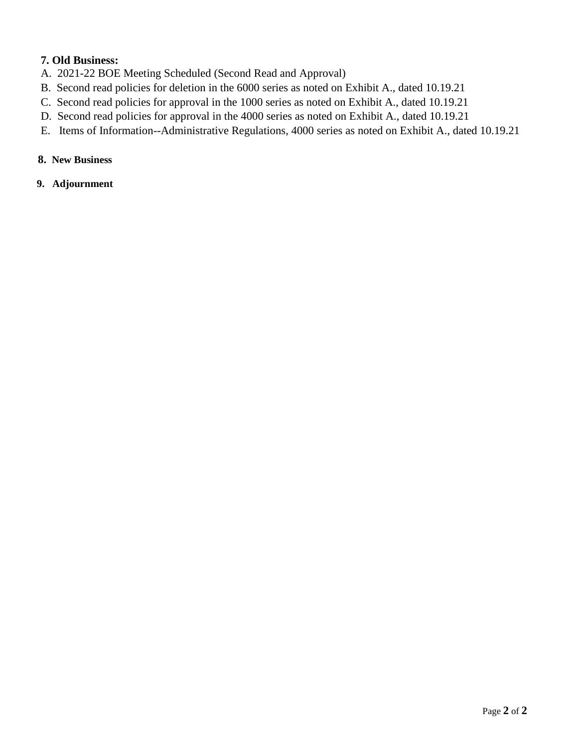**7. Old Business:**

A. 2021-22 BOE Meeting Scheduled (Second Read and Approval)

B. Second read policies for deletion in the 6000 series as noted on Exhibit A., dated 10.19.21

C. Second read policies for approval in the 1000 series as noted on Exhibit A., dated 10.19.21

D. Second read policies for approval in the 4000 series as noted on Exhibit A., dated 10.19.21

E. Items of Information--Administrative Regulations, 4000 series as noted on Exhibit A., dated 10.19.21

**8. New Business**

**9. Adjournment**